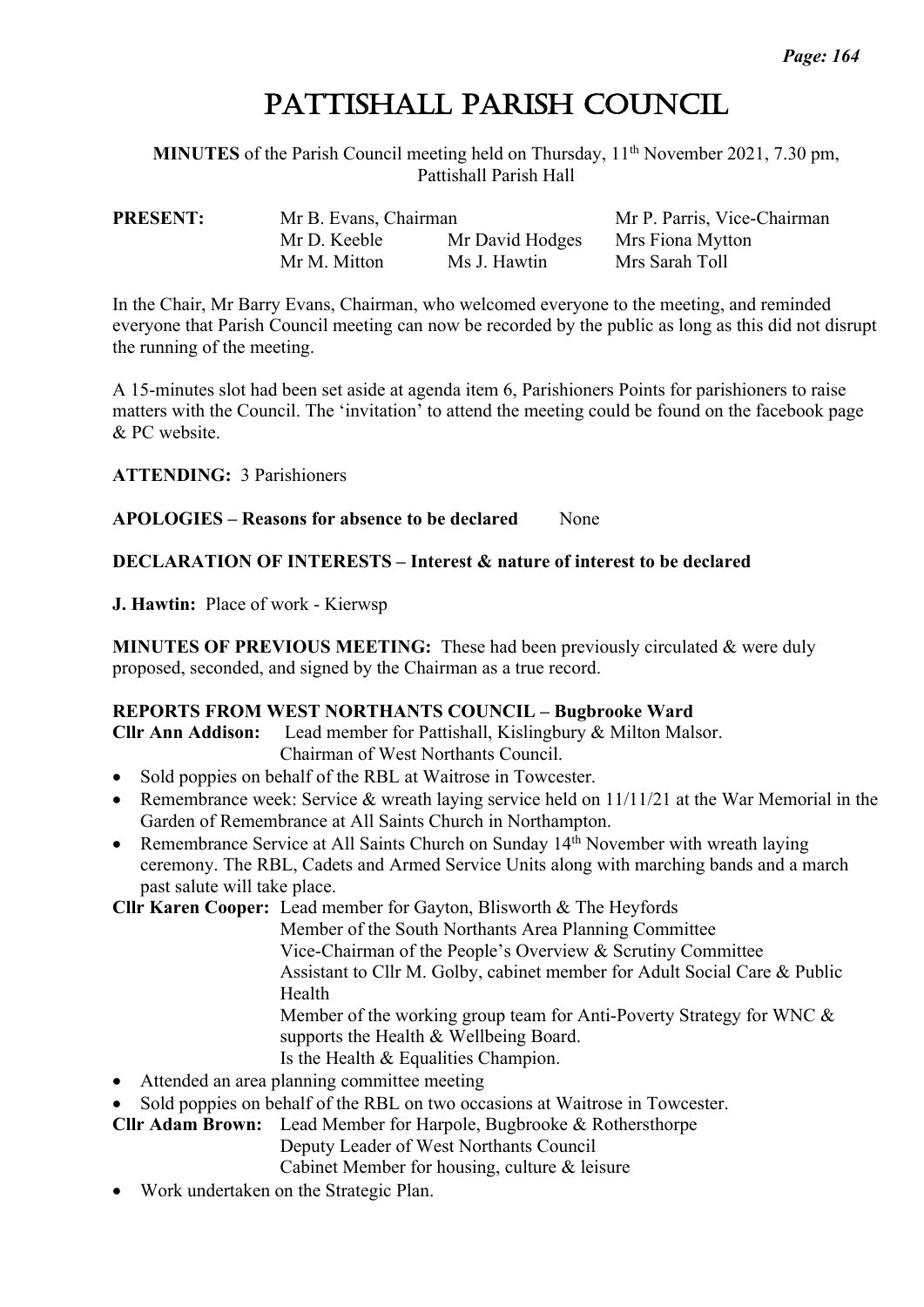# Pattishall Parish Council

**MINUTES** of the Parish Council meeting held on Thursday, 11th November 2021, 7.30 pm, Pattishall Parish Hall

| **PRESENT:** | Mr B. Evans, Chairman | | Mr P. Parris, Vice-Chairman |
|---|---|---|---|
| | Mr D. Keeble | Mr David Hodges | Mrs Fiona Mytton |
| | Mr M. Mitton | Ms J. Hawtin | Mrs Sarah Toll |

In the Chair, Mr Barry Evans, Chairman, who welcomed everyone to the meeting, and reminded everyone that Parish Council meeting can now be recorded by the public as long as this did not disrupt the running of the meeting.

A 15-minutes slot had been set aside at agenda item 6, Parishioners Points for parishioners to raise matters with the Council. The 'invitation' to attend the meeting could be found on the facebook page & PC website.

**ATTENDING:** 3 Parishioners

**APOLOGIES – Reasons for absence to be declared** None

**DECLARATION OF INTERESTS – Interest & nature of interest to be declared**

**J. Hawtin:** Place of work - Kierwsp

**MINUTES OF PREVIOUS MEETING:** These had been previously circulated & were duly proposed, seconded, and signed by the Chairman as a true record.

**REPORTS FROM WEST NORTHANTS COUNCIL – Bugbrooke Ward**

**Cllr Ann Addison:** Lead member for Pattishall, Kislingbury & Milton Malsor.
Chairman of West Northants Council.

- Sold poppies on behalf of the RBL at Waitrose in Towcester.
- Remembrance week: Service & wreath laying service held on 11/11/21 at the War Memorial in the Garden of Remembrance at All Saints Church in Northampton.
- Remembrance Service at All Saints Church on Sunday 14th November with wreath laying ceremony. The RBL, Cadets and Armed Service Units along with marching bands and a march past salute will take place.

**Cllr Karen Cooper:** Lead member for Gayton, Blisworth & The Heyfords
Member of the South Northants Area Planning Committee
Vice-Chairman of the People's Overview & Scrutiny Committee
Assistant to Cllr M. Golby, cabinet member for Adult Social Care & Public Health
Member of the working group team for Anti-Poverty Strategy for WNC & supports the Health & Wellbeing Board.
Is the Health & Equalities Champion.

- Attended an area planning committee meeting
- Sold poppies on behalf of the RBL on two occasions at Waitrose in Towcester.

**Cllr Adam Brown:** Lead Member for Harpole, Bugbrooke & Rothersthorpe
Deputy Leader of West Northants Council
Cabinet Member for housing, culture & leisure

- Work undertaken on the Strategic Plan.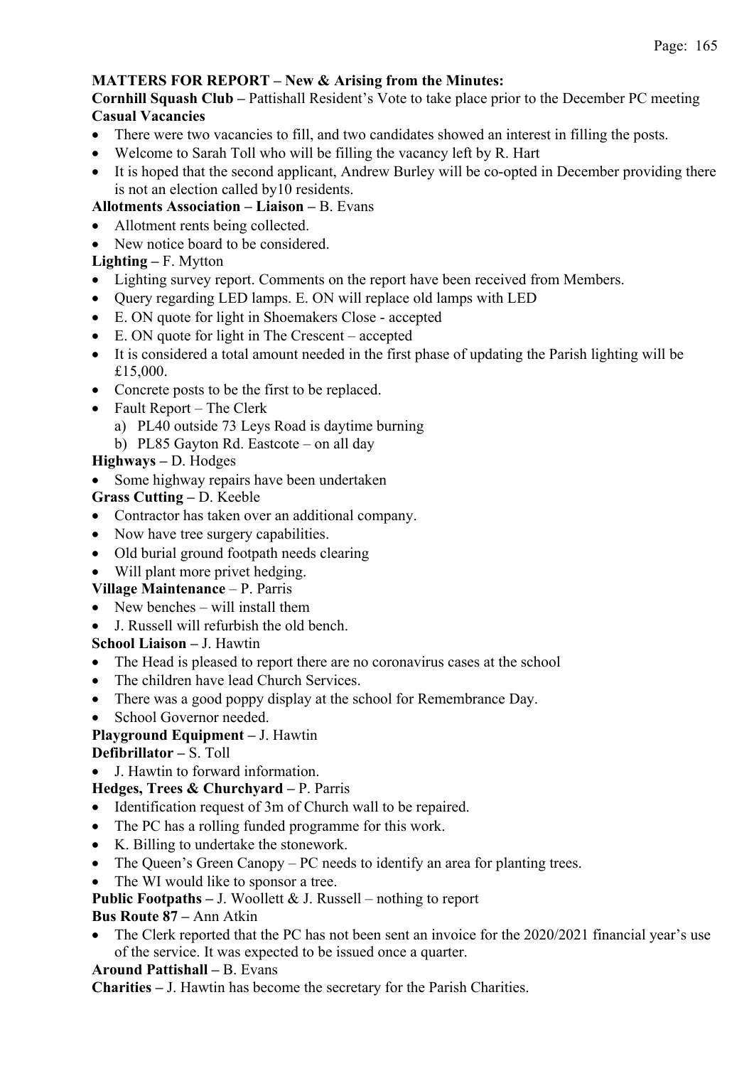**MATTERS FOR REPORT – New & Arising from the Minutes:**

**Cornhill Squash Club –** Pattishall Resident's Vote to take place prior to the December PC meeting

**Casual Vacancies**

- There were two vacancies to fill, and two candidates showed an interest in filling the posts.
- Welcome to Sarah Toll who will be filling the vacancy left by R. Hart
- It is hoped that the second applicant, Andrew Burley will be co-opted in December providing there is not an election called by10 residents.

**Allotments Association – Liaison –** B. Evans

- Allotment rents being collected.
- New notice board to be considered.

**Lighting –** F. Mytton

- Lighting survey report. Comments on the report have been received from Members.
- Query regarding LED lamps. E. ON will replace old lamps with LED
- E. ON quote for light in Shoemakers Close - accepted
- E. ON quote for light in The Crescent – accepted
- It is considered a total amount needed in the first phase of updating the Parish lighting will be £15,000.
- Concrete posts to be the first to be replaced.
- Fault Report – The Clerk
  a) PL40 outside 73 Leys Road is daytime burning
  b) PL85 Gayton Rd. Eastcote – on all day

**Highways –** D. Hodges

- Some highway repairs have been undertaken

**Grass Cutting –** D. Keeble

- Contractor has taken over an additional company.
- Now have tree surgery capabilities.
- Old burial ground footpath needs clearing
- Will plant more privet hedging.

**Village Maintenance** – P. Parris

- New benches – will install them
- J. Russell will refurbish the old bench.

**School Liaison –** J. Hawtin

- The Head is pleased to report there are no coronavirus cases at the school
- The children have lead Church Services.
- There was a good poppy display at the school for Remembrance Day.
- School Governor needed.

**Playground Equipment –** J. Hawtin

**Defibrillator –** S. Toll

- J. Hawtin to forward information.

**Hedges, Trees & Churchyard –** P. Parris

- Identification request of 3m of Church wall to be repaired.
- The PC has a rolling funded programme for this work.
- K. Billing to undertake the stonework.
- The Queen's Green Canopy – PC needs to identify an area for planting trees.
- The WI would like to sponsor a tree.

**Public Footpaths –** J. Woollett & J. Russell – nothing to report

**Bus Route 87 –** Ann Atkin

- The Clerk reported that the PC has not been sent an invoice for the 2020/2021 financial year's use of the service. It was expected to be issued once a quarter.

**Around Pattishall –** B. Evans

**Charities –** J. Hawtin has become the secretary for the Parish Charities.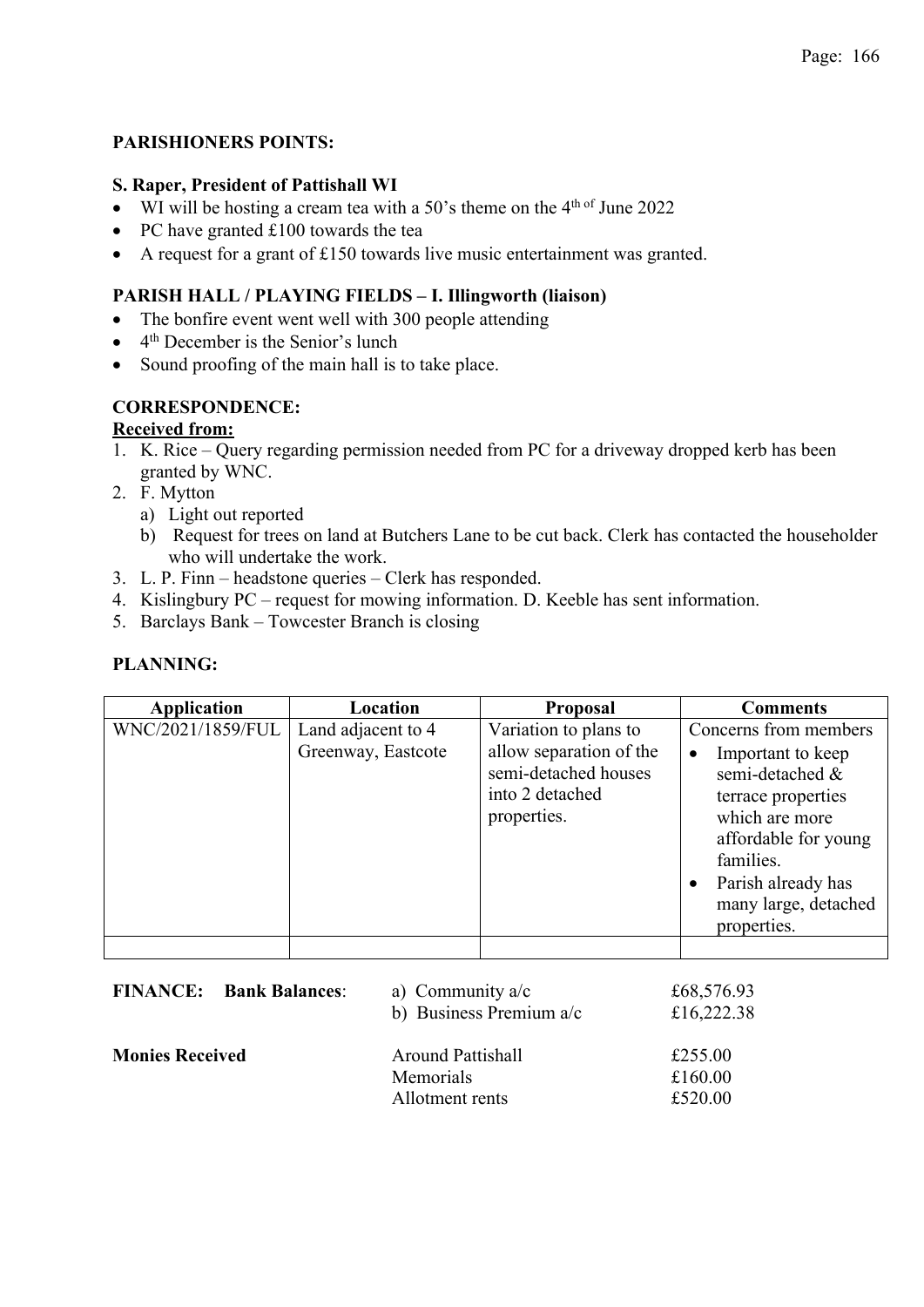**PARISHIONERS POINTS:**

**S. Raper, President of Pattishall WI**

- WI will be hosting a cream tea with a 50's theme on the 4th of June 2022
- PC have granted £100 towards the tea
- A request for a grant of £150 towards live music entertainment was granted.

**PARISH HALL / PLAYING FIELDS – I. Illingworth (liaison)**

- The bonfire event went well with 300 people attending
- 4th December is the Senior's lunch
- Sound proofing of the main hall is to take place.

**CORRESPONDENCE:**

**Received from:**

1. K. Rice – Query regarding permission needed from PC for a driveway dropped kerb has been granted by WNC.
2. F. Mytton
   a) Light out reported
   b) Request for trees on land at Butchers Lane to be cut back. Clerk has contacted the householder who will undertake the work.
3. L. P. Finn – headstone queries – Clerk has responded.
4. Kislingbury PC – request for mowing information. D. Keeble has sent information.
5. Barclays Bank – Towcester Branch is closing

**PLANNING:**

| Application | Location | Proposal | Comments |
|---|---|---|---|
| WNC/2021/1859/FUL | Land adjacent to 4 Greenway, Eastcote | Variation to plans to allow separation of the semi-detached houses into 2 detached properties. | Concerns from members<br>• Important to keep semi-detached & terrace properties which are more affordable for young families.<br>• Parish already has many large, detached properties. |
| | | | |

**FINANCE: Bank Balances**:

| | | |
|---|---|---|
| a) Community a/c | £68,576.93 |
| b) Business Premium a/c | £16,222.38 |

**Monies Received**

| | |
|---|---|
| Around Pattishall | £255.00 |
| Memorials | £160.00 |
| Allotment rents | £520.00 |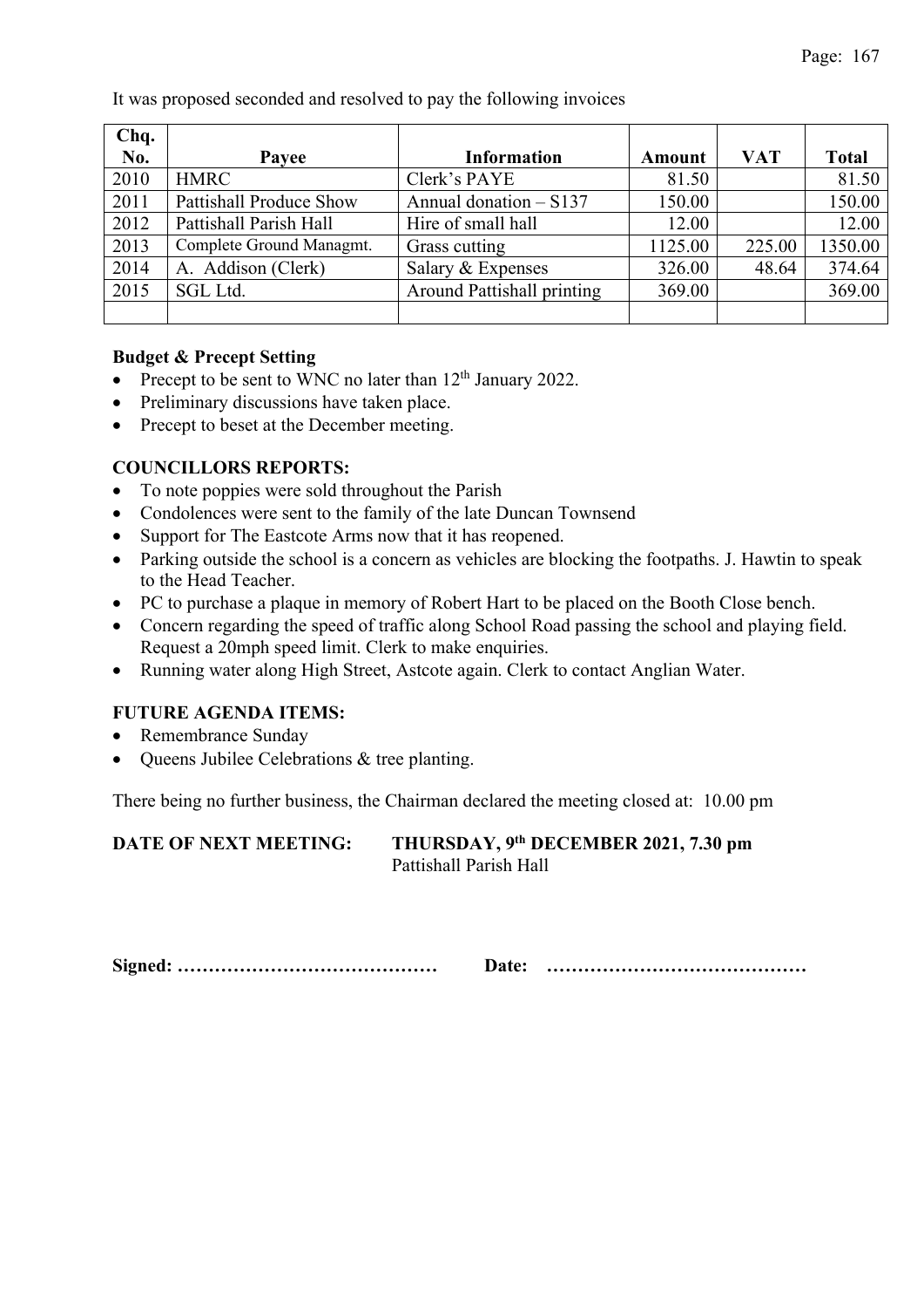It was proposed seconded and resolved to pay the following invoices

| Chq. No. | Payee | Information | Amount | VAT | Total |
|---|---|---|---|---|---|
| 2010 | HMRC | Clerk's PAYE | 81.50 | | 81.50 |
| 2011 | Pattishall Produce Show | Annual donation – S137 | 150.00 | | 150.00 |
| 2012 | Pattishall Parish Hall | Hire of small hall | 12.00 | | 12.00 |
| 2013 | Complete Ground Managmt. | Grass cutting | 1125.00 | 225.00 | 1350.00 |
| 2014 | A. Addison (Clerk) | Salary & Expenses | 326.00 | 48.64 | 374.64 |
| 2015 | SGL Ltd. | Around Pattishall printing | 369.00 | | 369.00 |
| | | | | | |

**Budget & Precept Setting**

- Precept to be sent to WNC no later than 12th January 2022.
- Preliminary discussions have taken place.
- Precept to beset at the December meeting.

**COUNCILLORS REPORTS:**

- To note poppies were sold throughout the Parish
- Condolences were sent to the family of the late Duncan Townsend
- Support for The Eastcote Arms now that it has reopened.
- Parking outside the school is a concern as vehicles are blocking the footpaths. J. Hawtin to speak to the Head Teacher.
- PC to purchase a plaque in memory of Robert Hart to be placed on the Booth Close bench.
- Concern regarding the speed of traffic along School Road passing the school and playing field. Request a 20mph speed limit. Clerk to make enquiries.
- Running water along High Street, Astcote again. Clerk to contact Anglian Water.

**FUTURE AGENDA ITEMS:**

- Remembrance Sunday
- Queens Jubilee Celebrations & tree planting.

There being no further business, the Chairman declared the meeting closed at: 10.00 pm

**DATE OF NEXT MEETING:** **THURSDAY, 9th DECEMBER 2021, 7.30 pm**
Pattishall Parish Hall

**Signed: ……………………………………** **Date: ……………………………………**